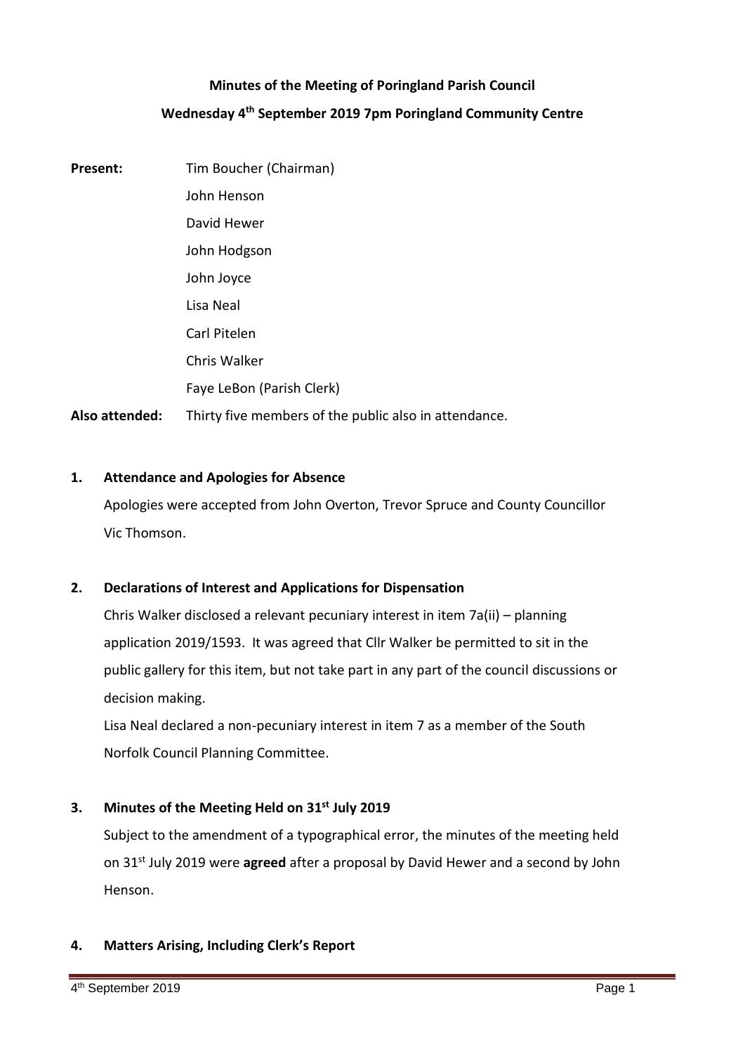**Minutes of the Meeting of Poringland Parish Council**

**Wednesday 4th September 2019 7pm Poringland Community Centre**

**Present:** Tim Boucher (Chairman)
John Henson
David Hewer
John Hodgson
John Joyce
Lisa Neal
Carl Pitelen
Chris Walker
Faye LeBon (Parish Clerk)

**Also attended:** Thirty five members of the public also in attendance.

**1. Attendance and Apologies for Absence**

Apologies were accepted from John Overton, Trevor Spruce and County Councillor Vic Thomson.

**2. Declarations of Interest and Applications for Dispensation**

Chris Walker disclosed a relevant pecuniary interest in item 7a(ii) – planning application 2019/1593. It was agreed that Cllr Walker be permitted to sit in the public gallery for this item, but not take part in any part of the council discussions or decision making.

Lisa Neal declared a non-pecuniary interest in item 7 as a member of the South Norfolk Council Planning Committee.

**3. Minutes of the Meeting Held on 31st July 2019**

Subject to the amendment of a typographical error, the minutes of the meeting held on 31st July 2019 were **agreed** after a proposal by David Hewer and a second by John Henson.

**4. Matters Arising, Including Clerk's Report**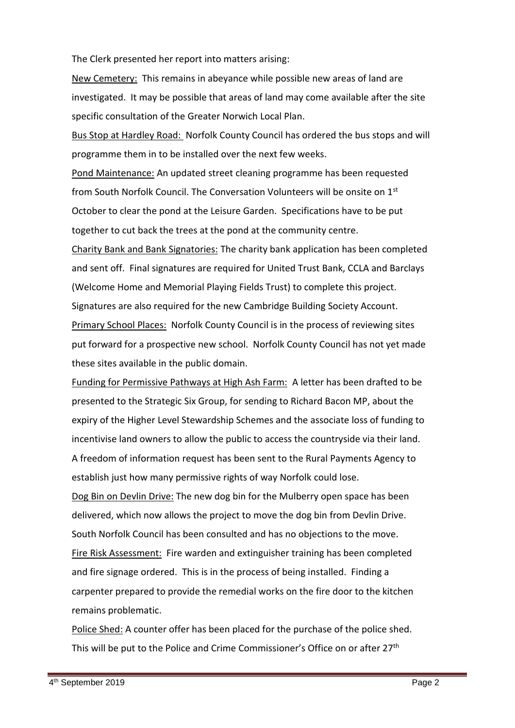The Clerk presented her report into matters arising:

New Cemetery: This remains in abeyance while possible new areas of land are investigated. It may be possible that areas of land may come available after the site specific consultation of the Greater Norwich Local Plan.

Bus Stop at Hardley Road: Norfolk County Council has ordered the bus stops and will programme them in to be installed over the next few weeks.

Pond Maintenance: An updated street cleaning programme has been requested from South Norfolk Council. The Conversation Volunteers will be onsite on 1st October to clear the pond at the Leisure Garden. Specifications have to be put together to cut back the trees at the pond at the community centre.

Charity Bank and Bank Signatories: The charity bank application has been completed and sent off. Final signatures are required for United Trust Bank, CCLA and Barclays (Welcome Home and Memorial Playing Fields Trust) to complete this project. Signatures are also required for the new Cambridge Building Society Account.

Primary School Places: Norfolk County Council is in the process of reviewing sites put forward for a prospective new school. Norfolk County Council has not yet made these sites available in the public domain.

Funding for Permissive Pathways at High Ash Farm: A letter has been drafted to be presented to the Strategic Six Group, for sending to Richard Bacon MP, about the expiry of the Higher Level Stewardship Schemes and the associate loss of funding to incentivise land owners to allow the public to access the countryside via their land. A freedom of information request has been sent to the Rural Payments Agency to establish just how many permissive rights of way Norfolk could lose.

Dog Bin on Devlin Drive: The new dog bin for the Mulberry open space has been delivered, which now allows the project to move the dog bin from Devlin Drive. South Norfolk Council has been consulted and has no objections to the move.

Fire Risk Assessment: Fire warden and extinguisher training has been completed and fire signage ordered. This is in the process of being installed. Finding a carpenter prepared to provide the remedial works on the fire door to the kitchen remains problematic.

Police Shed: A counter offer has been placed for the purchase of the police shed. This will be put to the Police and Crime Commissioner's Office on or after 27th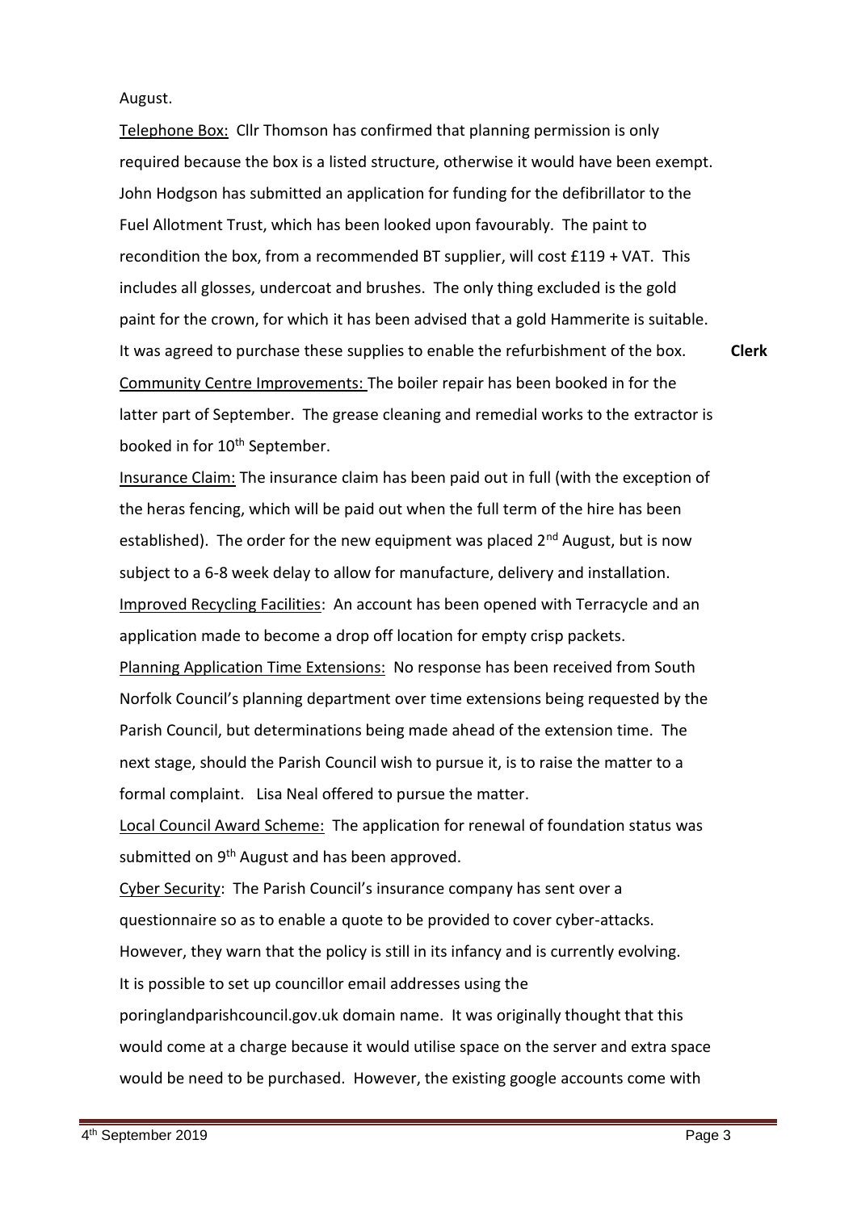August.

Telephone Box: Cllr Thomson has confirmed that planning permission is only required because the box is a listed structure, otherwise it would have been exempt. John Hodgson has submitted an application for funding for the defibrillator to the Fuel Allotment Trust, which has been looked upon favourably. The paint to recondition the box, from a recommended BT supplier, will cost £119 + VAT. This includes all glosses, undercoat and brushes. The only thing excluded is the gold paint for the crown, for which it has been advised that a gold Hammerite is suitable. It was agreed to purchase these supplies to enable the refurbishment of the box. **Clerk**

Community Centre Improvements: The boiler repair has been booked in for the latter part of September. The grease cleaning and remedial works to the extractor is booked in for 10th September.

Insurance Claim: The insurance claim has been paid out in full (with the exception of the heras fencing, which will be paid out when the full term of the hire has been established). The order for the new equipment was placed 2nd August, but is now subject to a 6-8 week delay to allow for manufacture, delivery and installation.

Improved Recycling Facilities: An account has been opened with Terracycle and an application made to become a drop off location for empty crisp packets.

Planning Application Time Extensions: No response has been received from South Norfolk Council's planning department over time extensions being requested by the Parish Council, but determinations being made ahead of the extension time. The next stage, should the Parish Council wish to pursue it, is to raise the matter to a formal complaint. Lisa Neal offered to pursue the matter.

Local Council Award Scheme: The application for renewal of foundation status was submitted on 9th August and has been approved.

Cyber Security: The Parish Council's insurance company has sent over a questionnaire so as to enable a quote to be provided to cover cyber-attacks. However, they warn that the policy is still in its infancy and is currently evolving. It is possible to set up councillor email addresses using the poringlandparishcouncil.gov.uk domain name. It was originally thought that this would come at a charge because it would utilise space on the server and extra space would be need to be purchased. However, the existing google accounts come with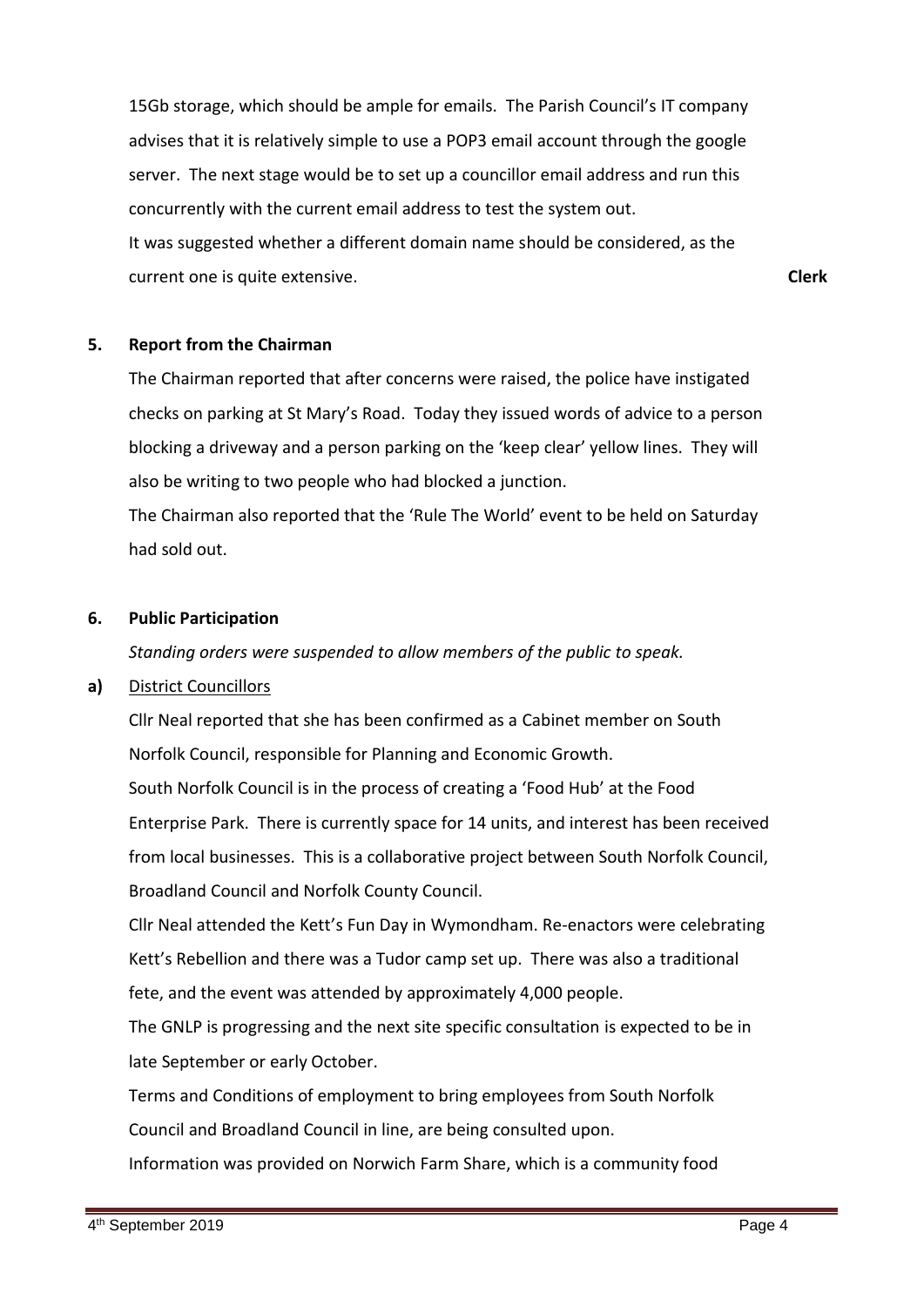15Gb storage, which should be ample for emails. The Parish Council's IT company advises that it is relatively simple to use a POP3 email account through the google server. The next stage would be to set up a councillor email address and run this concurrently with the current email address to test the system out.
It was suggested whether a different domain name should be considered, as the current one is quite extensive. **Clerk**

**5. Report from the Chairman**

The Chairman reported that after concerns were raised, the police have instigated checks on parking at St Mary's Road. Today they issued words of advice to a person blocking a driveway and a person parking on the 'keep clear' yellow lines. They will also be writing to two people who had blocked a junction.
The Chairman also reported that the 'Rule The World' event to be held on Saturday had sold out.

**6. Public Participation**

*Standing orders were suspended to allow members of the public to speak.*

**a)** District Councillors

Cllr Neal reported that she has been confirmed as a Cabinet member on South Norfolk Council, responsible for Planning and Economic Growth.
South Norfolk Council is in the process of creating a 'Food Hub' at the Food Enterprise Park. There is currently space for 14 units, and interest has been received from local businesses. This is a collaborative project between South Norfolk Council, Broadland Council and Norfolk County Council.
Cllr Neal attended the Kett's Fun Day in Wymondham. Re-enactors were celebrating Kett's Rebellion and there was a Tudor camp set up. There was also a traditional fete, and the event was attended by approximately 4,000 people.
The GNLP is progressing and the next site specific consultation is expected to be in late September or early October.
Terms and Conditions of employment to bring employees from South Norfolk Council and Broadland Council in line, are being consulted upon.
Information was provided on Norwich Farm Share, which is a community food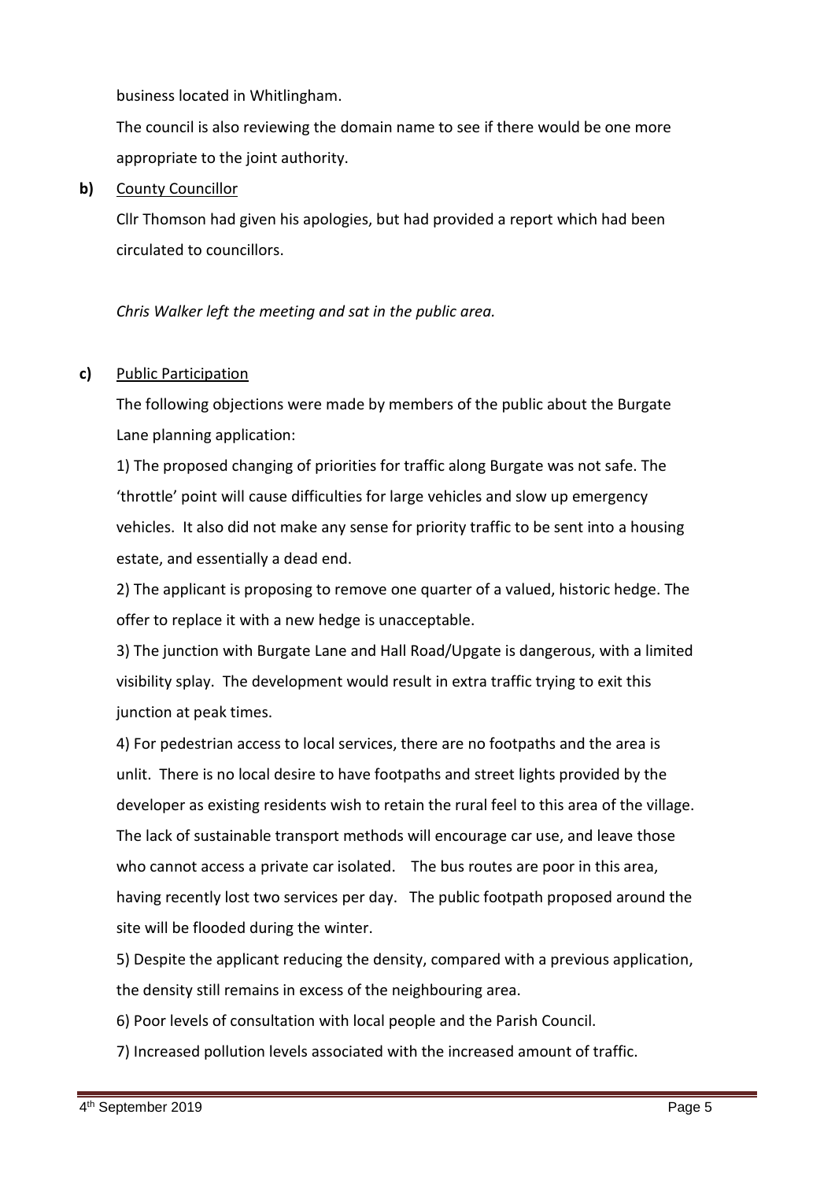business located in Whitlingham.

The council is also reviewing the domain name to see if there would be one more appropriate to the joint authority.

**b)** <u>County Councillor</u>

Cllr Thomson had given his apologies, but had provided a report which had been circulated to councillors.

*Chris Walker left the meeting and sat in the public area.*

**c)** <u>Public Participation</u>

The following objections were made by members of the public about the Burgate Lane planning application:

1) The proposed changing of priorities for traffic along Burgate was not safe. The 'throttle' point will cause difficulties for large vehicles and slow up emergency vehicles. It also did not make any sense for priority traffic to be sent into a housing estate, and essentially a dead end.

2) The applicant is proposing to remove one quarter of a valued, historic hedge. The offer to replace it with a new hedge is unacceptable.

3) The junction with Burgate Lane and Hall Road/Upgate is dangerous, with a limited visibility splay. The development would result in extra traffic trying to exit this junction at peak times.

4) For pedestrian access to local services, there are no footpaths and the area is unlit. There is no local desire to have footpaths and street lights provided by the developer as existing residents wish to retain the rural feel to this area of the village. The lack of sustainable transport methods will encourage car use, and leave those who cannot access a private car isolated. The bus routes are poor in this area, having recently lost two services per day. The public footpath proposed around the site will be flooded during the winter.

5) Despite the applicant reducing the density, compared with a previous application, the density still remains in excess of the neighbouring area.

6) Poor levels of consultation with local people and the Parish Council.

7) Increased pollution levels associated with the increased amount of traffic.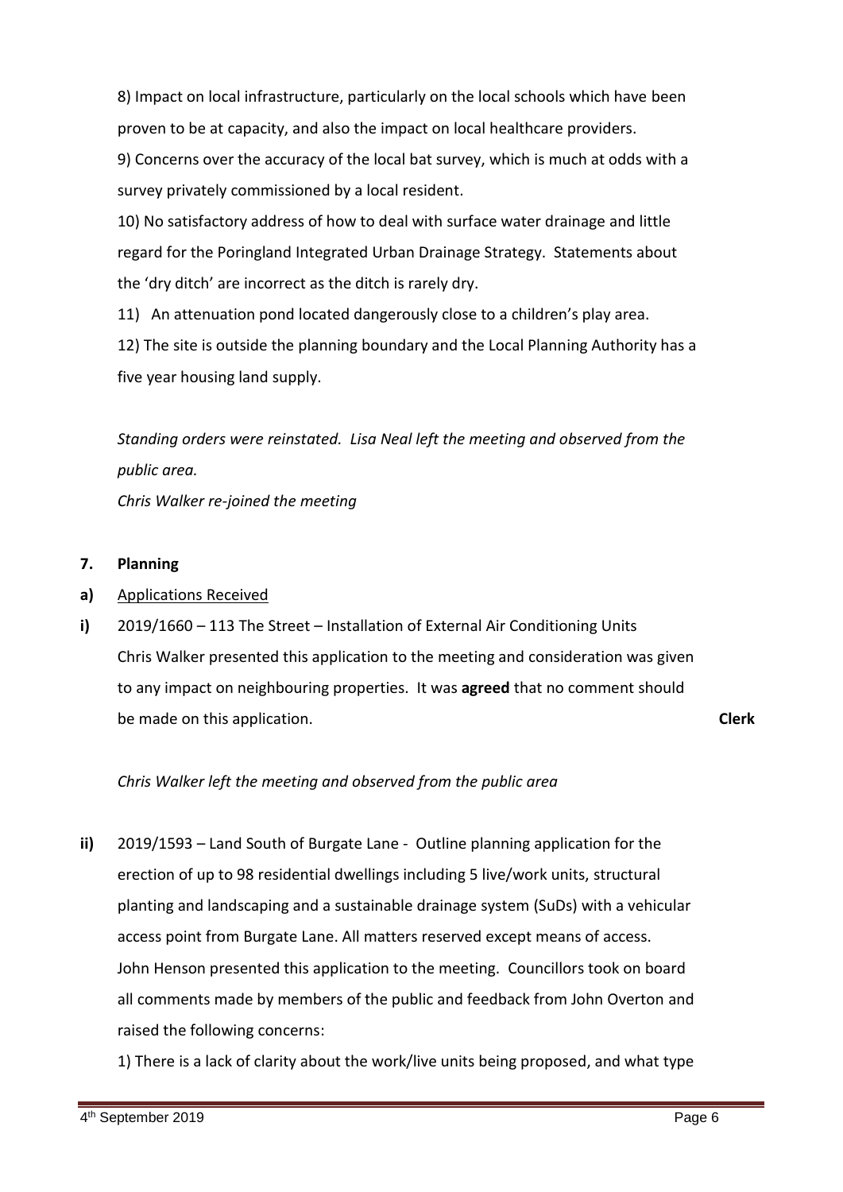8) Impact on local infrastructure, particularly on the local schools which have been proven to be at capacity, and also the impact on local healthcare providers.

9) Concerns over the accuracy of the local bat survey, which is much at odds with a survey privately commissioned by a local resident.

10) No satisfactory address of how to deal with surface water drainage and little regard for the Poringland Integrated Urban Drainage Strategy. Statements about the 'dry ditch' are incorrect as the ditch is rarely dry.

11) An attenuation pond located dangerously close to a children's play area.

12) The site is outside the planning boundary and the Local Planning Authority has a five year housing land supply.

*Standing orders were reinstated. Lisa Neal left the meeting and observed from the public area.*

*Chris Walker re-joined the meeting*

**7. Planning**

**a)** Applications Received

**i)** 2019/1660 – 113 The Street – Installation of External Air Conditioning Units
Chris Walker presented this application to the meeting and consideration was given to any impact on neighbouring properties. It was **agreed** that no comment should be made on this application. **Clerk**

*Chris Walker left the meeting and observed from the public area*

**ii)** 2019/1593 – Land South of Burgate Lane - Outline planning application for the erection of up to 98 residential dwellings including 5 live/work units, structural planting and landscaping and a sustainable drainage system (SuDs) with a vehicular access point from Burgate Lane. All matters reserved except means of access.
John Henson presented this application to the meeting. Councillors took on board all comments made by members of the public and feedback from John Overton and raised the following concerns:

1) There is a lack of clarity about the work/live units being proposed, and what type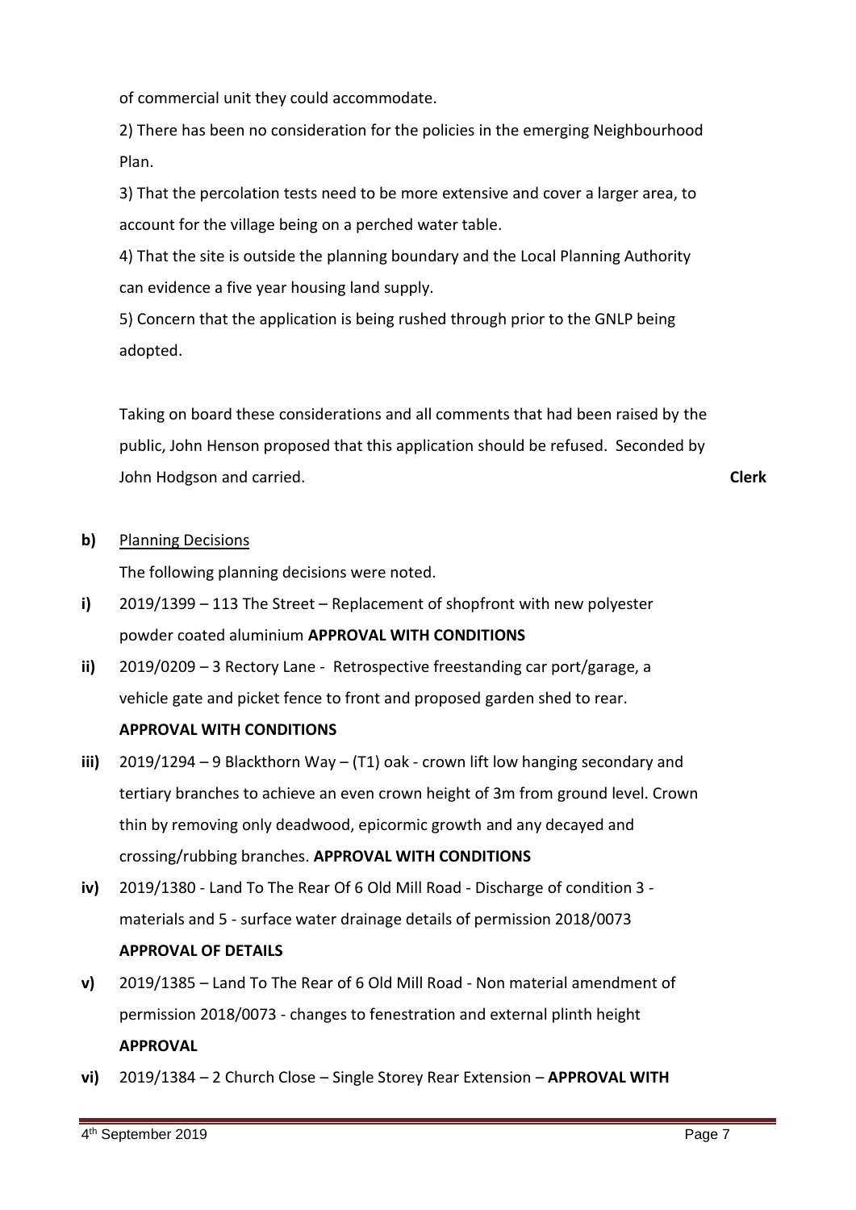of commercial unit they could accommodate.

2) There has been no consideration for the policies in the emerging Neighbourhood Plan.

3) That the percolation tests need to be more extensive and cover a larger area, to account for the village being on a perched water table.

4) That the site is outside the planning boundary and the Local Planning Authority can evidence a five year housing land supply.

5) Concern that the application is being rushed through prior to the GNLP being adopted.

Taking on board these considerations and all comments that had been raised by the public, John Henson proposed that this application should be refused. Seconded by John Hodgson and carried. **Clerk**

**b)** Planning Decisions

The following planning decisions were noted.

**i)** 2019/1399 – 113 The Street – Replacement of shopfront with new polyester powder coated aluminium **APPROVAL WITH CONDITIONS**

**ii)** 2019/0209 – 3 Rectory Lane - Retrospective freestanding car port/garage, a vehicle gate and picket fence to front and proposed garden shed to rear. **APPROVAL WITH CONDITIONS**

**iii)** 2019/1294 – 9 Blackthorn Way – (T1) oak - crown lift low hanging secondary and tertiary branches to achieve an even crown height of 3m from ground level. Crown thin by removing only deadwood, epicormic growth and any decayed and crossing/rubbing branches. **APPROVAL WITH CONDITIONS**

**iv)** 2019/1380 - Land To The Rear Of 6 Old Mill Road - Discharge of condition 3 - materials and 5 - surface water drainage details of permission 2018/0073 **APPROVAL OF DETAILS**

**v)** 2019/1385 – Land To The Rear of 6 Old Mill Road - Non material amendment of permission 2018/0073 - changes to fenestration and external plinth height **APPROVAL**

**vi)** 2019/1384 – 2 Church Close – Single Storey Rear Extension – **APPROVAL WITH**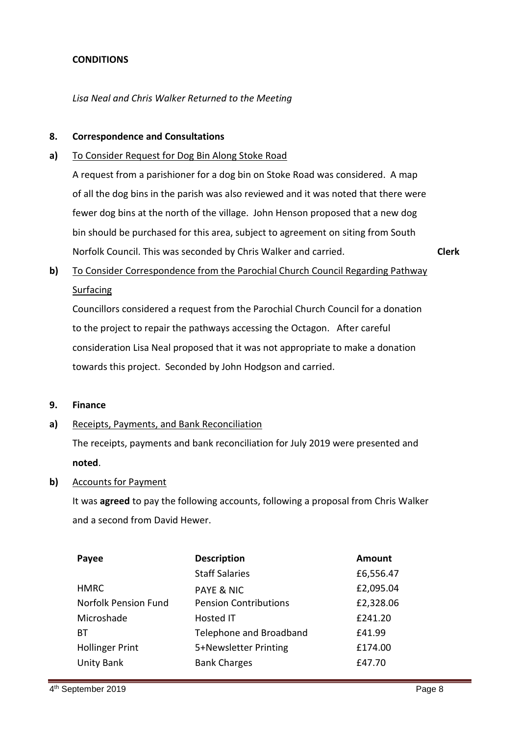**CONDITIONS**

*Lisa Neal and Chris Walker Returned to the Meeting*

**8. Correspondence and Consultations**

**a)** To Consider Request for Dog Bin Along Stoke Road

A request from a parishioner for a dog bin on Stoke Road was considered. A map of all the dog bins in the parish was also reviewed and it was noted that there were fewer dog bins at the north of the village. John Henson proposed that a new dog bin should be purchased for this area, subject to agreement on siting from South Norfolk Council. This was seconded by Chris Walker and carried. **Clerk**

**b)** To Consider Correspondence from the Parochial Church Council Regarding Pathway Surfacing

Councillors considered a request from the Parochial Church Council for a donation to the project to repair the pathways accessing the Octagon. After careful consideration Lisa Neal proposed that it was not appropriate to make a donation towards this project. Seconded by John Hodgson and carried.

**9. Finance**

**a)** Receipts, Payments, and Bank Reconciliation

The receipts, payments and bank reconciliation for July 2019 were presented and **noted**.

**b)** Accounts for Payment

It was **agreed** to pay the following accounts, following a proposal from Chris Walker and a second from David Hewer.

| Payee | Description | Amount |
|---|---|---|
| | Staff Salaries | £6,556.47 |
| HMRC | PAYE & NIC | £2,095.04 |
| Norfolk Pension Fund | Pension Contributions | £2,328.06 |
| Microshade | Hosted IT | £241.20 |
| BT | Telephone and Broadband | £41.99 |
| Hollinger Print | 5+Newsletter Printing | £174.00 |
| Unity Bank | Bank Charges | £47.70 |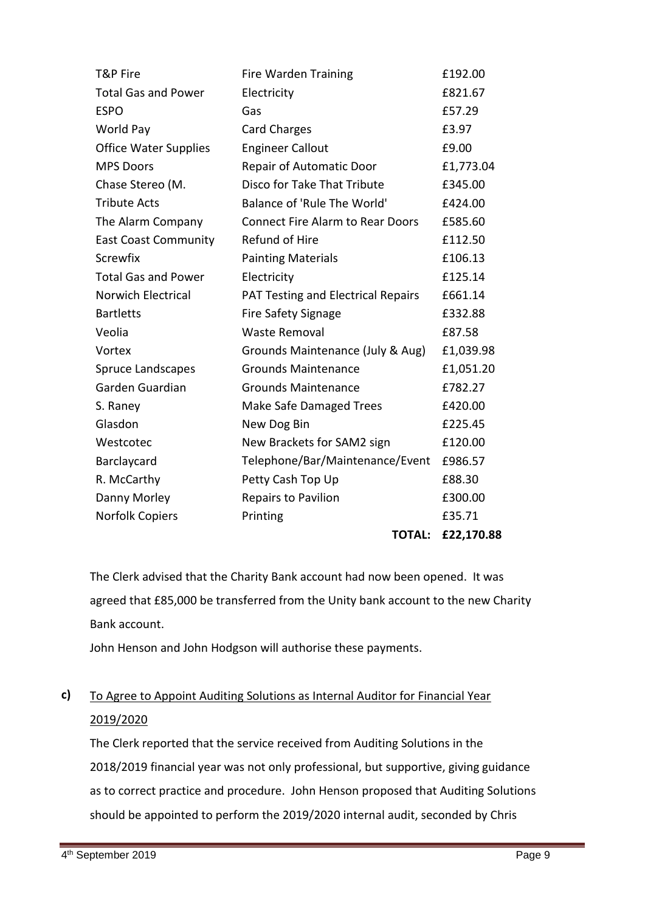| | | |
|---|---|---|
| T&P Fire | Fire Warden Training | £192.00 |
| Total Gas and Power | Electricity | £821.67 |
| ESPO | Gas | £57.29 |
| World Pay | Card Charges | £3.97 |
| Office Water Supplies | Engineer Callout | £9.00 |
| MPS Doors | Repair of Automatic Door | £1,773.04 |
| Chase Stereo (M. | Disco for Take That Tribute | £345.00 |
| Tribute Acts | Balance of 'Rule The World' | £424.00 |
| The Alarm Company | Connect Fire Alarm to Rear Doors | £585.60 |
| East Coast Community | Refund of Hire | £112.50 |
| Screwfix | Painting Materials | £106.13 |
| Total Gas and Power | Electricity | £125.14 |
| Norwich Electrical | PAT Testing and Electrical Repairs | £661.14 |
| Bartletts | Fire Safety Signage | £332.88 |
| Veolia | Waste Removal | £87.58 |
| Vortex | Grounds Maintenance (July & Aug) | £1,039.98 |
| Spruce Landscapes | Grounds Maintenance | £1,051.20 |
| Garden Guardian | Grounds Maintenance | £782.27 |
| S. Raney | Make Safe Damaged Trees | £420.00 |
| Glasdon | New Dog Bin | £225.45 |
| Westcotec | New Brackets for SAM2 sign | £120.00 |
| Barclaycard | Telephone/Bar/Maintenance/Event | £986.57 |
| R. McCarthy | Petty Cash Top Up | £88.30 |
| Danny Morley | Repairs to Pavilion | £300.00 |
| Norfolk Copiers | Printing | £35.71 |
| | **TOTAL:** | **£22,170.88** |

The Clerk advised that the Charity Bank account had now been opened. It was agreed that £85,000 be transferred from the Unity bank account to the new Charity Bank account.

John Henson and John Hodgson will authorise these payments.

**c)** To Agree to Appoint Auditing Solutions as Internal Auditor for Financial Year 2019/2020

The Clerk reported that the service received from Auditing Solutions in the 2018/2019 financial year was not only professional, but supportive, giving guidance as to correct practice and procedure. John Henson proposed that Auditing Solutions should be appointed to perform the 2019/2020 internal audit, seconded by Chris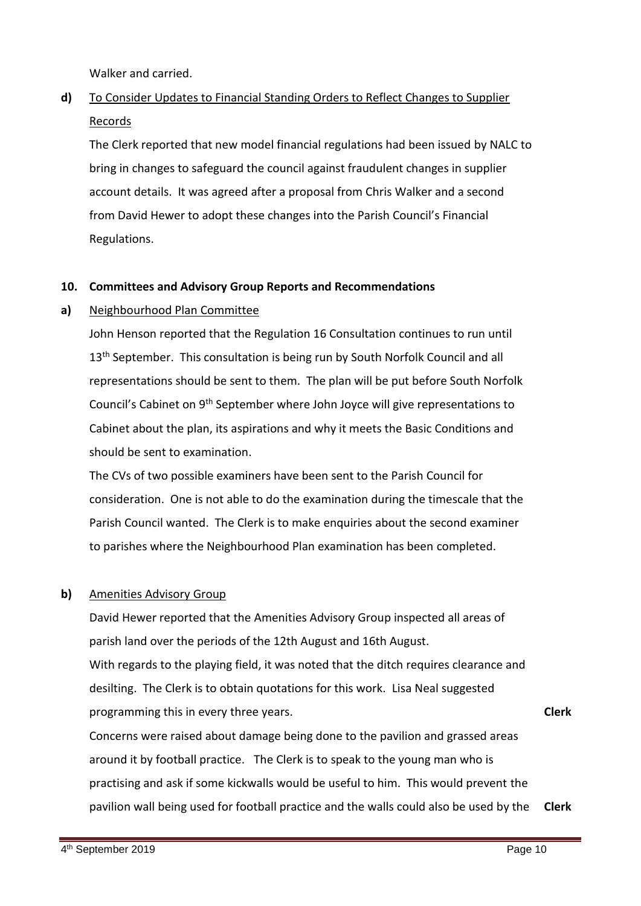Walker and carried.

**d)** To Consider Updates to Financial Standing Orders to Reflect Changes to Supplier Records

The Clerk reported that new model financial regulations had been issued by NALC to bring in changes to safeguard the council against fraudulent changes in supplier account details. It was agreed after a proposal from Chris Walker and a second from David Hewer to adopt these changes into the Parish Council's Financial Regulations.

**10. Committees and Advisory Group Reports and Recommendations**

**a)** Neighbourhood Plan Committee

John Henson reported that the Regulation 16 Consultation continues to run until 13th September. This consultation is being run by South Norfolk Council and all representations should be sent to them. The plan will be put before South Norfolk Council's Cabinet on 9th September where John Joyce will give representations to Cabinet about the plan, its aspirations and why it meets the Basic Conditions and should be sent to examination.

The CVs of two possible examiners have been sent to the Parish Council for consideration. One is not able to do the examination during the timescale that the Parish Council wanted. The Clerk is to make enquiries about the second examiner to parishes where the Neighbourhood Plan examination has been completed.

**b)** Amenities Advisory Group

David Hewer reported that the Amenities Advisory Group inspected all areas of parish land over the periods of the 12th August and 16th August.

With regards to the playing field, it was noted that the ditch requires clearance and desilting. The Clerk is to obtain quotations for this work. Lisa Neal suggested programming this in every three years. **Clerk**

Concerns were raised about damage being done to the pavilion and grassed areas around it by football practice. The Clerk is to speak to the young man who is practising and ask if some kickwalls would be useful to him. This would prevent the pavilion wall being used for football practice and the walls could also be used by the **Clerk**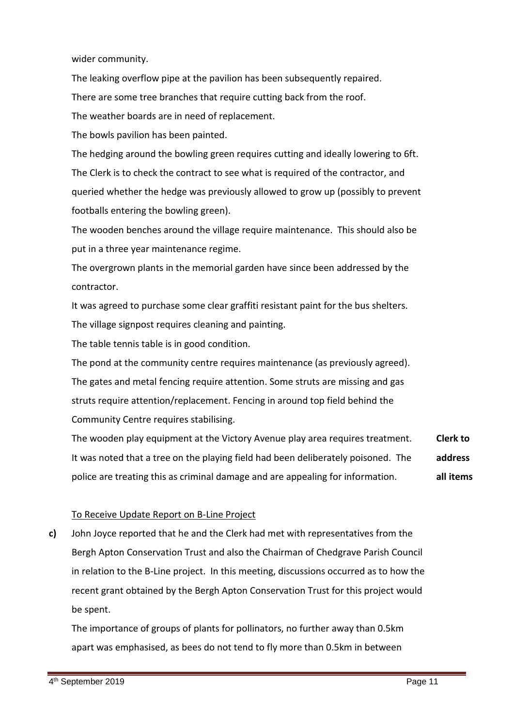wider community.

The leaking overflow pipe at the pavilion has been subsequently repaired.

There are some tree branches that require cutting back from the roof.

The weather boards are in need of replacement.

The bowls pavilion has been painted.

The hedging around the bowling green requires cutting and ideally lowering to 6ft. The Clerk is to check the contract to see what is required of the contractor, and queried whether the hedge was previously allowed to grow up (possibly to prevent footballs entering the bowling green).

The wooden benches around the village require maintenance. This should also be put in a three year maintenance regime.

The overgrown plants in the memorial garden have since been addressed by the contractor.

It was agreed to purchase some clear graffiti resistant paint for the bus shelters.

The village signpost requires cleaning and painting.

The table tennis table is in good condition.

The pond at the community centre requires maintenance (as previously agreed).

The gates and metal fencing require attention. Some struts are missing and gas struts require attention/replacement. Fencing in around top field behind the Community Centre requires stabilising.

The wooden play equipment at the Victory Avenue play area requires treatment.

It was noted that a tree on the playing field had been deliberately poisoned. The police are treating this as criminal damage and are appealing for information.

**Clerk to address all items**

<u>To Receive Update Report on B-Line Project</u>

**c)** John Joyce reported that he and the Clerk had met with representatives from the Bergh Apton Conservation Trust and also the Chairman of Chedgrave Parish Council in relation to the B-Line project. In this meeting, discussions occurred as to how the recent grant obtained by the Bergh Apton Conservation Trust for this project would be spent.

The importance of groups of plants for pollinators, no further away than 0.5km apart was emphasised, as bees do not tend to fly more than 0.5km in between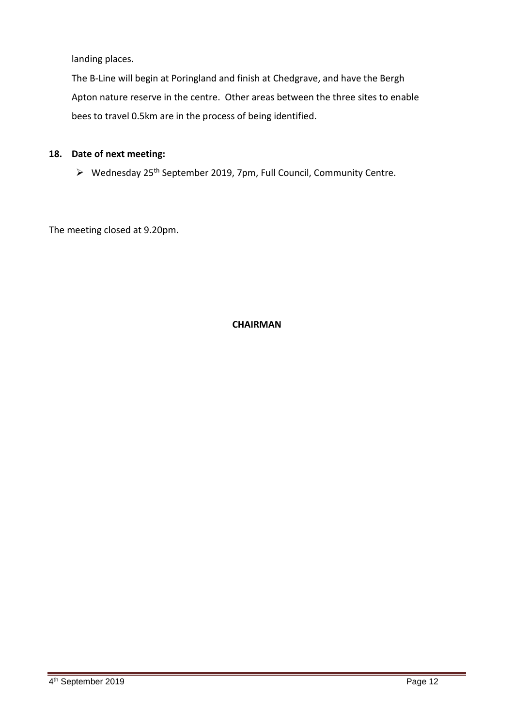landing places.

The B-Line will begin at Poringland and finish at Chedgrave, and have the Bergh Apton nature reserve in the centre. Other areas between the three sites to enable bees to travel 0.5km are in the process of being identified.

**18. Date of next meeting:**

- Wednesday 25th September 2019, 7pm, Full Council, Community Centre.

The meeting closed at 9.20pm.

**CHAIRMAN**